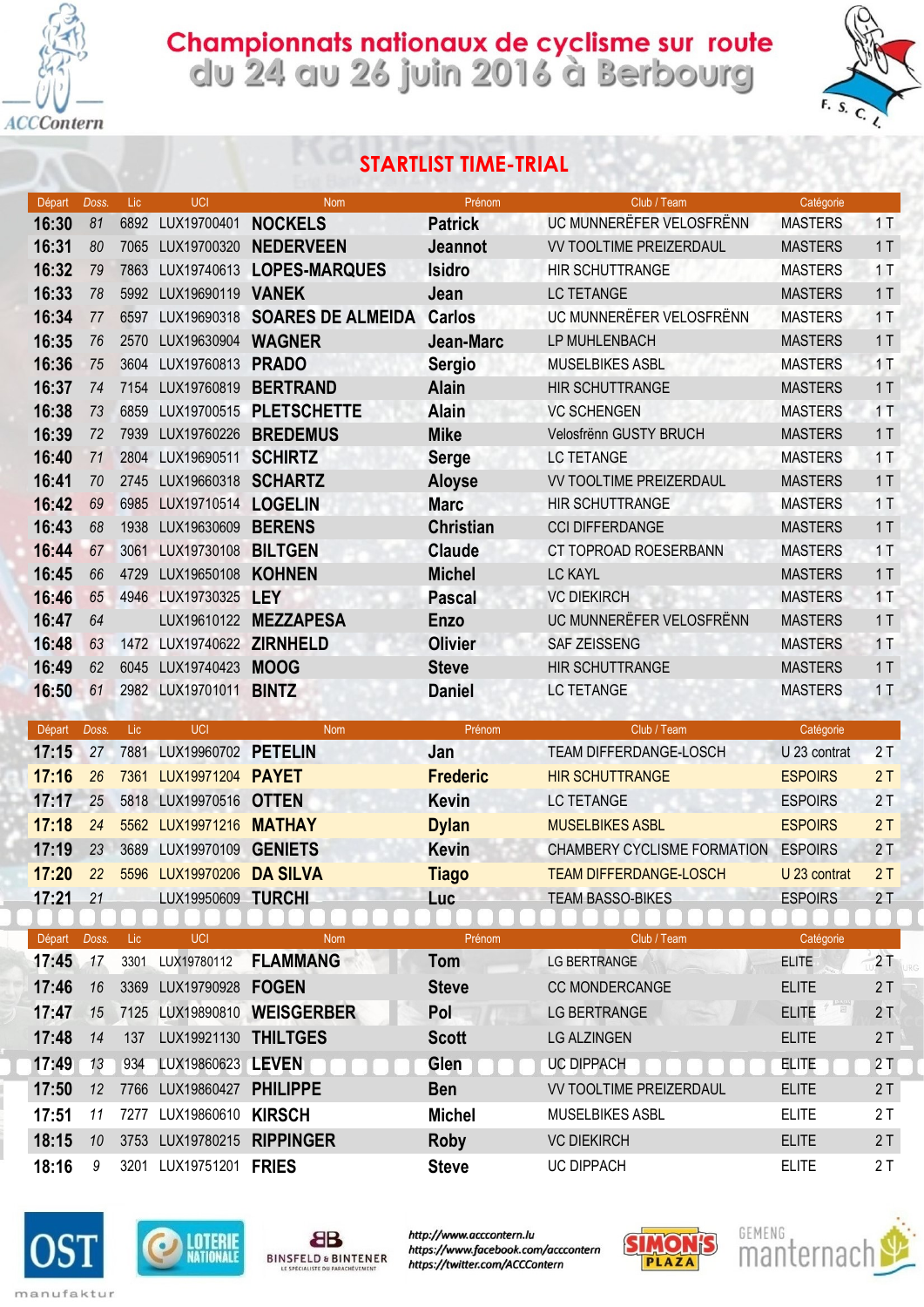# Championnats nationaux de cyclisme sur route

## du 24 au 26 juin 2016 à Berbourg

## STARTLIST TIME-TRIAL

| Départ | Doss. | Lic | UCI | Nom | Prénom | Club / Team | Catégorie | |
|---|---|---|---|---|---|---|---|---|
| 16:30 | 81 | 6892 | LUX19700401 | NOCKELS | Patrick | UC MUNNERËFER VELOSFRËNN | MASTERS | 1 T |
| 16:31 | 80 | 7065 | LUX19700320 | NEDERVEEN | Jeannot | VV TOOLTIME PREIZERDAUL | MASTERS | 1 T |
| 16:32 | 79 | 7863 | LUX19740613 | LOPES-MARQUES | Isidro | HIR SCHUTTRANGE | MASTERS | 1 T |
| 16:33 | 78 | 5992 | LUX19690119 | VANEK | Jean | LC TETANGE | MASTERS | 1 T |
| 16:34 | 77 | 6597 | LUX19690318 | SOARES DE ALMEIDA | Carlos | UC MUNNERËFER VELOSFRËNN | MASTERS | 1 T |
| 16:35 | 76 | 2570 | LUX19630904 | WAGNER | Jean-Marc | LP MUHLENBACH | MASTERS | 1 T |
| 16:36 | 75 | 3604 | LUX19760813 | PRADO | Sergio | MUSELBIKES ASBL | MASTERS | 1 T |
| 16:37 | 74 | 7154 | LUX19760819 | BERTRAND | Alain | HIR SCHUTTRANGE | MASTERS | 1 T |
| 16:38 | 73 | 6859 | LUX19700515 | PLETSCHETTE | Alain | VC SCHENGEN | MASTERS | 1 T |
| 16:39 | 72 | 7939 | LUX19760226 | BREDEMUS | Mike | Velosfrënn GUSTY BRUCH | MASTERS | 1 T |
| 16:40 | 71 | 2804 | LUX19690511 | SCHIRTZ | Serge | LC TETANGE | MASTERS | 1 T |
| 16:41 | 70 | 2745 | LUX19660318 | SCHARTZ | Aloyse | VV TOOLTIME PREIZERDAUL | MASTERS | 1 T |
| 16:42 | 69 | 6985 | LUX19710514 | LOGELIN | Marc | HIR SCHUTTRANGE | MASTERS | 1 T |
| 16:43 | 68 | 1938 | LUX19630609 | BERENS | Christian | CCI DIFFERDANGE | MASTERS | 1 T |
| 16:44 | 67 | 3061 | LUX19730108 | BILTGEN | Claude | CT TOPROAD ROESERBANN | MASTERS | 1 T |
| 16:45 | 66 | 4729 | LUX19650108 | KOHNEN | Michel | LC KAYL | MASTERS | 1 T |
| 16:46 | 65 | 4946 | LUX19730325 | LEY | Pascal | VC DIEKIRCH | MASTERS | 1 T |
| 16:47 | 64 | | LUX19610122 | MEZZAPESA | Enzo | UC MUNNERËFER VELOSFRËNN | MASTERS | 1 T |
| 16:48 | 63 | 1472 | LUX19740622 | ZIRNHELD | Olivier | SAF ZEISSENG | MASTERS | 1 T |
| 16:49 | 62 | 6045 | LUX19740423 | MOOG | Steve | HIR SCHUTTRANGE | MASTERS | 1 T |
| 16:50 | 61 | 2982 | LUX19701011 | BINTZ | Daniel | LC TETANGE | MASTERS | 1 T |

| Départ | Doss. | Lic | UCI | Nom | Prénom | Club / Team | Catégorie | |
|---|---|---|---|---|---|---|---|---|
| 17:15 | 27 | 7881 | LUX19960702 | PETELIN | Jan | TEAM DIFFERDANGE-LOSCH | U 23 contrat | 2 T |
| 17:16 | 26 | 7361 | LUX19971204 | PAYET | Frederic | HIR SCHUTTRANGE | ESPOIRS | 2 T |
| 17:17 | 25 | 5818 | LUX19970516 | OTTEN | Kevin | LC TETANGE | ESPOIRS | 2 T |
| 17:18 | 24 | 5562 | LUX19971216 | MATHAY | Dylan | MUSELBIKES ASBL | ESPOIRS | 2 T |
| 17:19 | 23 | 3689 | LUX19970109 | GENIETS | Kevin | CHAMBERY CYCLISME FORMATION | ESPOIRS | 2 T |
| 17:20 | 22 | 5596 | LUX19970206 | DA SILVA | Tiago | TEAM DIFFERDANGE-LOSCH | U 23 contrat | 2 T |
| 17:21 | 21 | | LUX19950609 | TURCHI | Luc | TEAM BASSO-BIKES | ESPOIRS | 2 T |

| Départ | Doss. | Lic | UCI | Nom | Prénom | Club / Team | Catégorie | |
|---|---|---|---|---|---|---|---|---|
| 17:45 | 17 | 3301 | LUX19780112 | FLAMMANG | Tom | LG BERTRANGE | ELITE | 2 T |
| 17:46 | 16 | 3369 | LUX19790928 | FOGEN | Steve | CC MONDERCANGE | ELITE | 2 T |
| 17:47 | 15 | 7125 | LUX19890810 | WEISGERBER | Pol | LG BERTRANGE | ELITE | 2 T |
| 17:48 | 14 | 137 | LUX19921130 | THILTGES | Scott | LG ALZINGEN | ELITE | 2 T |
| 17:49 | 13 | 934 | LUX19860623 | LEVEN | Glen | UC DIPPACH | ELITE | 2 T |
| 17:50 | 12 | 7766 | LUX19860427 | PHILIPPE | Ben | VV TOOLTIME PREIZERDAUL | ELITE | 2 T |
| 17:51 | 11 | 7277 | LUX19860610 | KIRSCH | Michel | MUSELBIKES ASBL | ELITE | 2 T |
| 18:15 | 10 | 3753 | LUX19780215 | RIPPINGER | Roby | VC DIEKIRCH | ELITE | 2 T |
| 18:16 | 9 | 3201 | LUX19751201 | FRIES | Steve | UC DIPPACH | ELITE | 2 T |

http://www.acccontern.lu
https://www.facebook.com/acccontern
https://twitter.com/ACCContern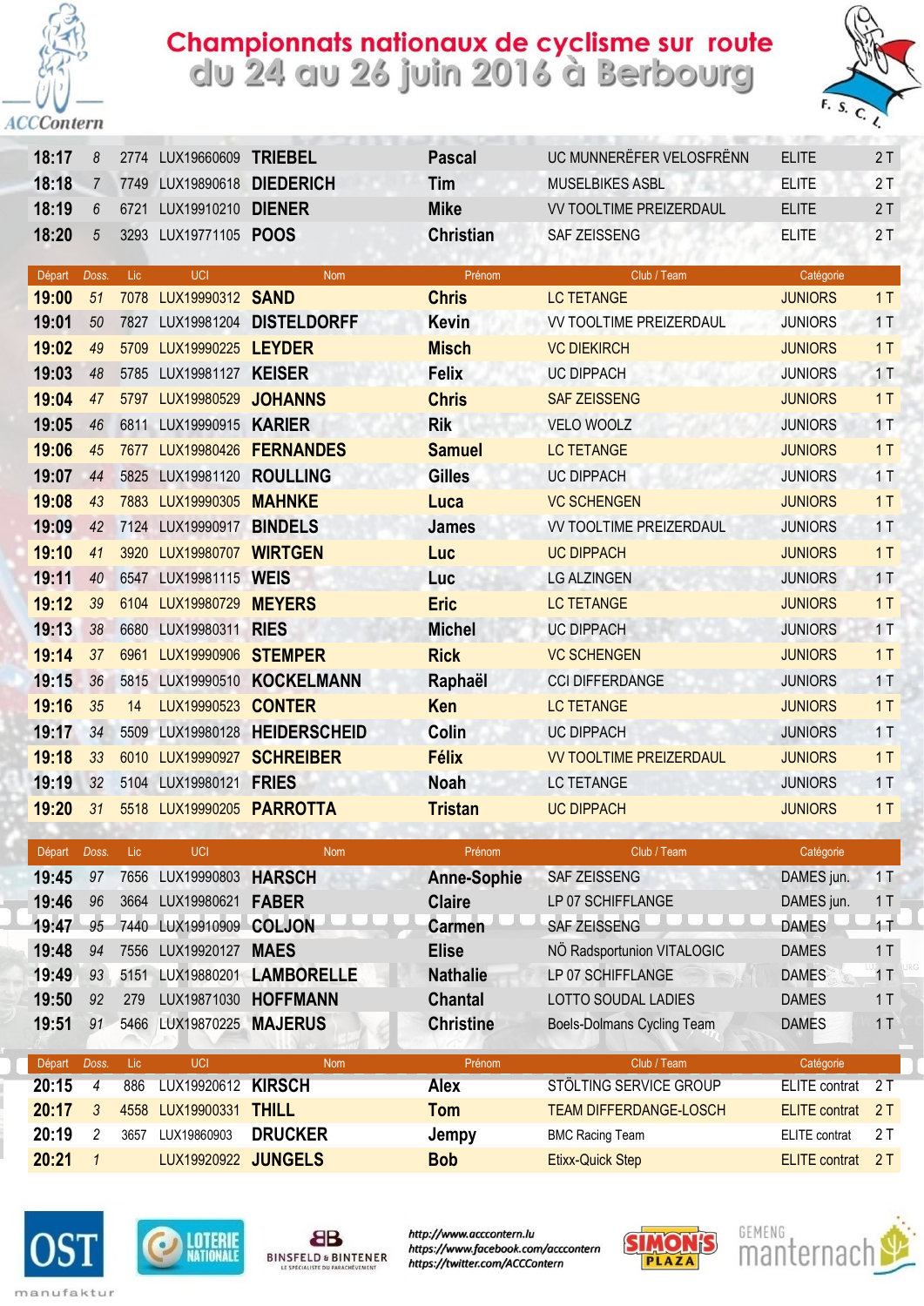# Championnats nationaux de cyclisme sur route

## du 24 au 26 juin 2016 à Berbourg

| Départ | Doss. | Lic | UCI | Nom | Prénom | Club / Team | Catégorie | |
|---|---|---|---|---|---|---|---|---|
| 18:17 | 8 | 2774 | LUX19660609 | TRIEBEL | Pascal | UC MUNNERËFER VELOSFRËNN | ELITE | 2 T |
| 18:18 | 7 | 7749 | LUX19890618 | DIEDERICH | Tim | MUSELBIKES ASBL | ELITE | 2 T |
| 18:19 | 6 | 6721 | LUX19910210 | DIENER | Mike | VV TOOLTIME PREIZERDAUL | ELITE | 2 T |
| 18:20 | 5 | 3293 | LUX19771105 | POOS | Christian | SAF ZEISSENG | ELITE | 2 T |

| Départ | Doss. | Lic | UCI | Nom | Prénom | Club / Team | Catégorie | |
|---|---|---|---|---|---|---|---|---|
| 19:00 | 51 | 7078 | LUX19990312 | SAND | Chris | LC TETANGE | JUNIORS | 1 T |
| 19:01 | 50 | 7827 | LUX19981204 | DISTELDORFF | Kevin | VV TOOLTIME PREIZERDAUL | JUNIORS | 1 T |
| 19:02 | 49 | 5709 | LUX19990225 | LEYDER | Misch | VC DIEKIRCH | JUNIORS | 1 T |
| 19:03 | 48 | 5785 | LUX19981127 | KEISER | Felix | UC DIPPACH | JUNIORS | 1 T |
| 19:04 | 47 | 5797 | LUX19980529 | JOHANNS | Chris | SAF ZEISSENG | JUNIORS | 1 T |
| 19:05 | 46 | 6811 | LUX19990915 | KARIER | Rik | VELO WOOLZ | JUNIORS | 1 T |
| 19:06 | 45 | 7677 | LUX19980426 | FERNANDES | Samuel | LC TETANGE | JUNIORS | 1 T |
| 19:07 | 44 | 5825 | LUX19981120 | ROULLING | Gilles | UC DIPPACH | JUNIORS | 1 T |
| 19:08 | 43 | 7883 | LUX19990305 | MAHNKE | Luca | VC SCHENGEN | JUNIORS | 1 T |
| 19:09 | 42 | 7124 | LUX19990917 | BINDELS | James | VV TOOLTIME PREIZERDAUL | JUNIORS | 1 T |
| 19:10 | 41 | 3920 | LUX19980707 | WIRTGEN | Luc | UC DIPPACH | JUNIORS | 1 T |
| 19:11 | 40 | 6547 | LUX19981115 | WEIS | Luc | LG ALZINGEN | JUNIORS | 1 T |
| 19:12 | 39 | 6104 | LUX19980729 | MEYERS | Eric | LC TETANGE | JUNIORS | 1 T |
| 19:13 | 38 | 6680 | LUX19980311 | RIES | Michel | UC DIPPACH | JUNIORS | 1 T |
| 19:14 | 37 | 6961 | LUX19990906 | STEMPER | Rick | VC SCHENGEN | JUNIORS | 1 T |
| 19:15 | 36 | 5815 | LUX19990510 | KOCKELMANN | Raphaël | CCI DIFFERDANGE | JUNIORS | 1 T |
| 19:16 | 35 | 14 | LUX19990523 | CONTER | Ken | LC TETANGE | JUNIORS | 1 T |
| 19:17 | 34 | 5509 | LUX19980128 | HEIDERSCHEID | Colin | UC DIPPACH | JUNIORS | 1 T |
| 19:18 | 33 | 6010 | LUX19990927 | SCHREIBER | Félix | VV TOOLTIME PREIZERDAUL | JUNIORS | 1 T |
| 19:19 | 32 | 5104 | LUX19980121 | FRIES | Noah | LC TETANGE | JUNIORS | 1 T |
| 19:20 | 31 | 5518 | LUX19990205 | PARROTTA | Tristan | UC DIPPACH | JUNIORS | 1 T |

| Départ | Doss. | Lic | UCI | Nom | Prénom | Club / Team | Catégorie | |
|---|---|---|---|---|---|---|---|---|
| 19:45 | 97 | 7656 | LUX19990803 | HARSCH | Anne-Sophie | SAF ZEISSENG | DAMES jun. | 1 T |
| 19:46 | 96 | 3664 | LUX19980621 | FABER | Claire | LP 07 SCHIFFLANGE | DAMES jun. | 1 T |
| 19:47 | 95 | 7440 | LUX19910909 | COLJON | Carmen | SAF ZEISSENG | DAMES | 1 T |
| 19:48 | 94 | 7556 | LUX19920127 | MAES | Elise | NÖ Radsportunion VITALOGIC | DAMES | 1 T |
| 19:49 | 93 | 5151 | LUX19880201 | LAMBORELLE | Nathalie | LP 07 SCHIFFLANGE | DAMES | 1 T |
| 19:50 | 92 | 279 | LUX19871030 | HOFFMANN | Chantal | LOTTO SOUDAL LADIES | DAMES | 1 T |
| 19:51 | 91 | 5466 | LUX19870225 | MAJERUS | Christine | Boels-Dolmans Cycling Team | DAMES | 1 T |

| Départ | Doss. | Lic | UCI | Nom | Prénom | Club / Team | Catégorie | |
|---|---|---|---|---|---|---|---|---|
| 20:15 | 4 | 886 | LUX19920612 | KIRSCH | Alex | STÖLTING SERVICE GROUP | ELITE contrat | 2 T |
| 20:17 | 3 | 4558 | LUX19900331 | THILL | Tom | TEAM DIFFERDANGE-LOSCH | ELITE contrat | 2 T |
| 20:19 | 2 | 3657 | LUX19860903 | DRUCKER | Jempy | BMC Racing Team | ELITE contrat | 2 T |
| 20:21 | 1 | | LUX19920922 | JUNGELS | Bob | Etixx-Quick Step | ELITE contrat | 2 T |

http://www.acccontern.lu
https://www.facebook.com/acccontern
https://twitter.com/ACCContern